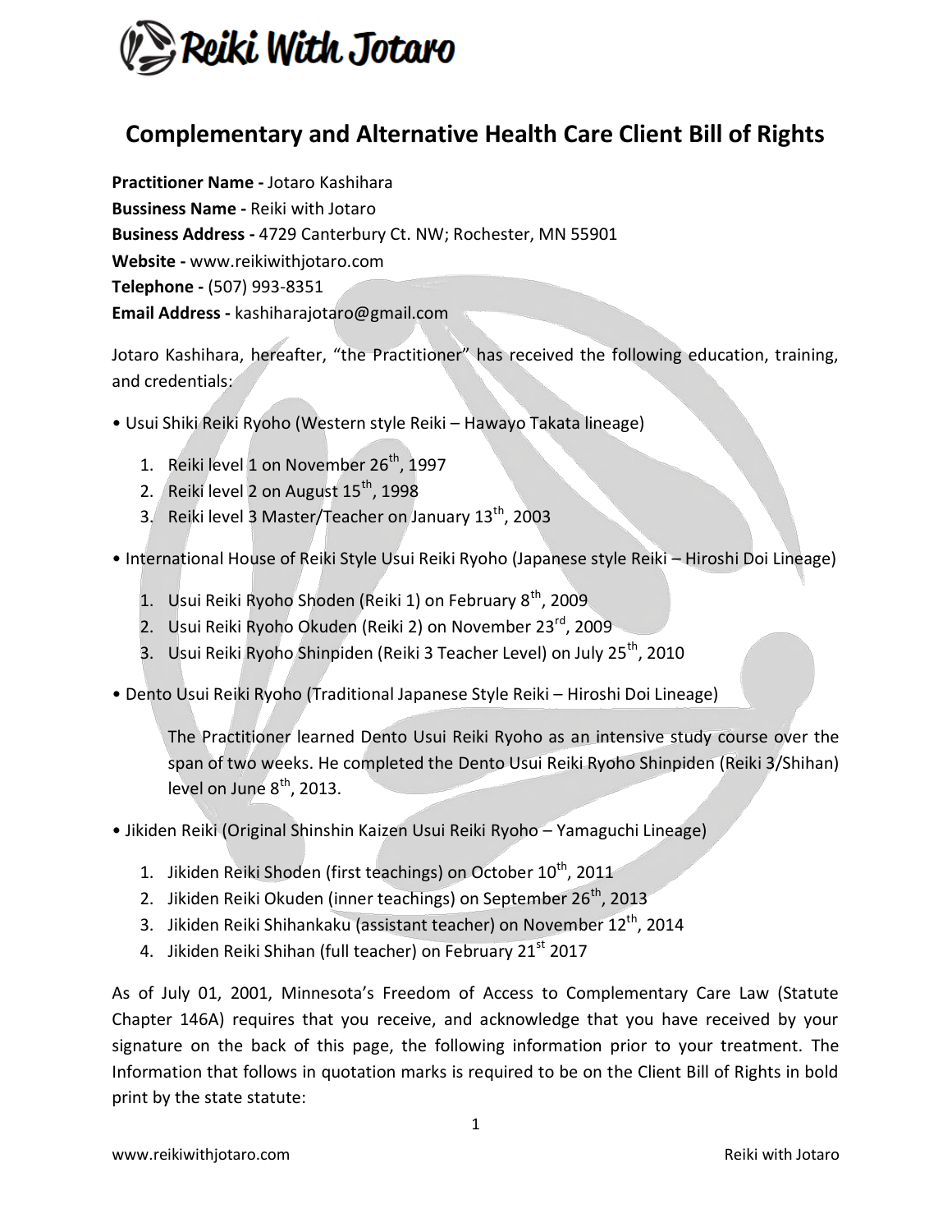# Reiki With Jotaro

## Complementary and Alternative Health Care Client Bill of Rights

**Practitioner Name -** Jotaro Kashihara
**Bussiness Name -** Reiki with Jotaro
**Business Address -** 4729 Canterbury Ct. NW; Rochester, MN 55901
**Website -** www.reikiwithjotaro.com
**Telephone -** (507) 993-8351
**Email Address -** kashiharajotaro@gmail.com

Jotaro Kashihara, hereafter, "the Practitioner" has received the following education, training, and credentials:

• Usui Shiki Reiki Ryoho (Western style Reiki – Hawayo Takata lineage)

1. Reiki level 1 on November 26th, 1997
2. Reiki level 2 on August 15th, 1998
3. Reiki level 3 Master/Teacher on January 13th, 2003

• International House of Reiki Style Usui Reiki Ryoho (Japanese style Reiki – Hiroshi Doi Lineage)

1. Usui Reiki Ryoho Shoden (Reiki 1) on February 8th, 2009
2. Usui Reiki Ryoho Okuden (Reiki 2) on November 23rd, 2009
3. Usui Reiki Ryoho Shinpiden (Reiki 3 Teacher Level) on July 25th, 2010

• Dento Usui Reiki Ryoho (Traditional Japanese Style Reiki – Hiroshi Doi Lineage)

The Practitioner learned Dento Usui Reiki Ryoho as an intensive study course over the span of two weeks. He completed the Dento Usui Reiki Ryoho Shinpiden (Reiki 3/Shihan) level on June 8th, 2013.

• Jikiden Reiki (Original Shinshin Kaizen Usui Reiki Ryoho – Yamaguchi Lineage)

1. Jikiden Reiki Shoden (first teachings) on October 10th, 2011
2. Jikiden Reiki Okuden (inner teachings) on September 26th, 2013
3. Jikiden Reiki Shihankaku (assistant teacher) on November 12th, 2014
4. Jikiden Reiki Shihan (full teacher) on February 21st 2017

As of July 01, 2001, Minnesota's Freedom of Access to Complementary Care Law (Statute Chapter 146A) requires that you receive, and acknowledge that you have received by your signature on the back of this page, the following information prior to your treatment. The Information that follows in quotation marks is required to be on the Client Bill of Rights in bold print by the state statute: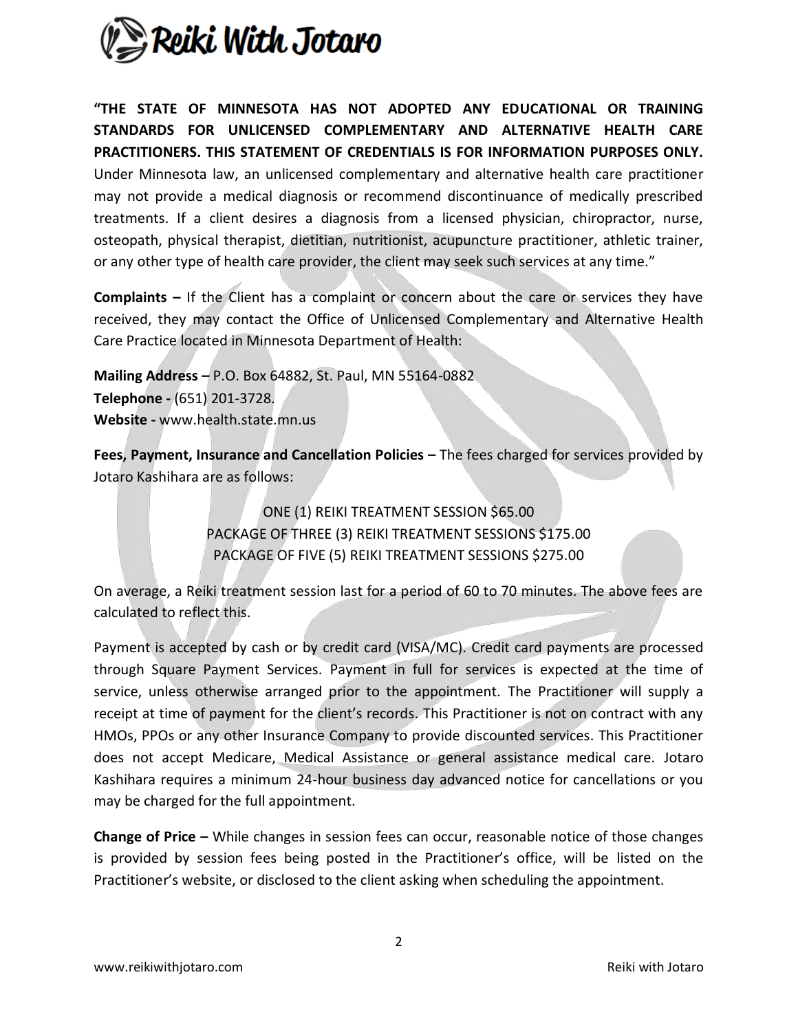**"THE STATE OF MINNESOTA HAS NOT ADOPTED ANY EDUCATIONAL OR TRAINING STANDARDS FOR UNLICENSED COMPLEMENTARY AND ALTERNATIVE HEALTH CARE PRACTITIONERS. THIS STATEMENT OF CREDENTIALS IS FOR INFORMATION PURPOSES ONLY.** Under Minnesota law, an unlicensed complementary and alternative health care practitioner may not provide a medical diagnosis or recommend discontinuance of medically prescribed treatments. If a client desires a diagnosis from a licensed physician, chiropractor, nurse, osteopath, physical therapist, dietitian, nutritionist, acupuncture practitioner, athletic trainer, or any other type of health care provider, the client may seek such services at any time."

**Complaints –** If the Client has a complaint or concern about the care or services they have received, they may contact the Office of Unlicensed Complementary and Alternative Health Care Practice located in Minnesota Department of Health:

**Mailing Address –** P.O. Box 64882, St. Paul, MN 55164-0882
**Telephone -** (651) 201-3728.
**Website -** www.health.state.mn.us

**Fees, Payment, Insurance and Cancellation Policies –** The fees charged for services provided by Jotaro Kashihara are as follows:

ONE (1) REIKI TREATMENT SESSION $65.00
PACKAGE OF THREE (3) REIKI TREATMENT SESSIONS $175.00
PACKAGE OF FIVE (5) REIKI TREATMENT SESSIONS $275.00

On average, a Reiki treatment session last for a period of 60 to 70 minutes. The above fees are calculated to reflect this.

Payment is accepted by cash or by credit card (VISA/MC). Credit card payments are processed through Square Payment Services. Payment in full for services is expected at the time of service, unless otherwise arranged prior to the appointment. The Practitioner will supply a receipt at time of payment for the client's records. This Practitioner is not on contract with any HMOs, PPOs or any other Insurance Company to provide discounted services. This Practitioner does not accept Medicare, Medical Assistance or general assistance medical care. Jotaro Kashihara requires a minimum 24-hour business day advanced notice for cancellations or you may be charged for the full appointment.

**Change of Price –** While changes in session fees can occur, reasonable notice of those changes is provided by session fees being posted in the Practitioner's office, will be listed on the Practitioner's website, or disclosed to the client asking when scheduling the appointment.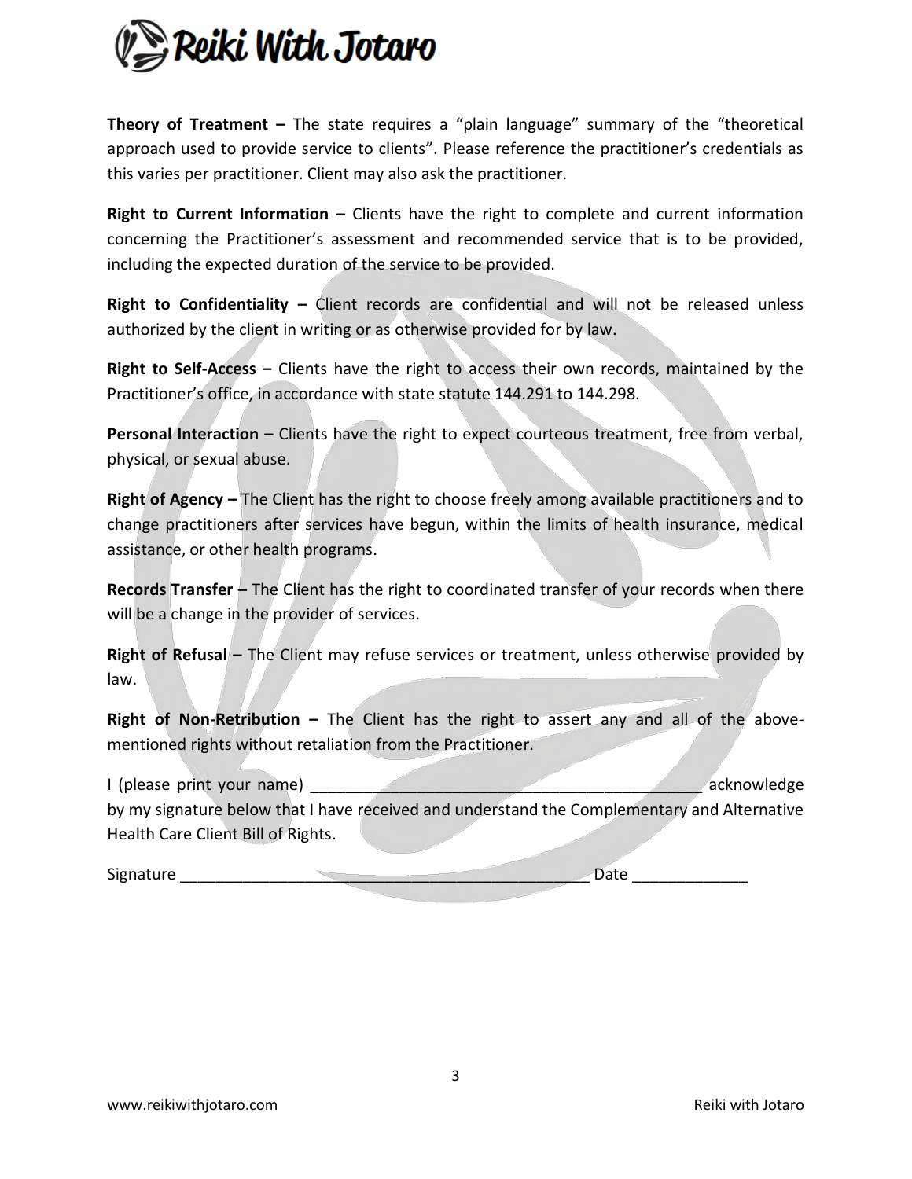**Theory of Treatment –** The state requires a "plain language" summary of the "theoretical approach used to provide service to clients". Please reference the practitioner's credentials as this varies per practitioner. Client may also ask the practitioner.

**Right to Current Information –** Clients have the right to complete and current information concerning the Practitioner's assessment and recommended service that is to be provided, including the expected duration of the service to be provided.

**Right to Confidentiality –** Client records are confidential and will not be released unless authorized by the client in writing or as otherwise provided for by law.

**Right to Self-Access –** Clients have the right to access their own records, maintained by the Practitioner's office, in accordance with state statute 144.291 to 144.298.

**Personal Interaction –** Clients have the right to expect courteous treatment, free from verbal, physical, or sexual abuse.

**Right of Agency –** The Client has the right to choose freely among available practitioners and to change practitioners after services have begun, within the limits of health insurance, medical assistance, or other health programs.

**Records Transfer –** The Client has the right to coordinated transfer of your records when there will be a change in the provider of services.

**Right of Refusal –** The Client may refuse services or treatment, unless otherwise provided by law.

**Right of Non-Retribution –** The Client has the right to assert any and all of the above-mentioned rights without retaliation from the Practitioner.

I (please print your name) ___________________________________________ acknowledge by my signature below that I have received and understand the Complementary and Alternative Health Care Client Bill of Rights.

Signature _______________________________________________ Date _____________